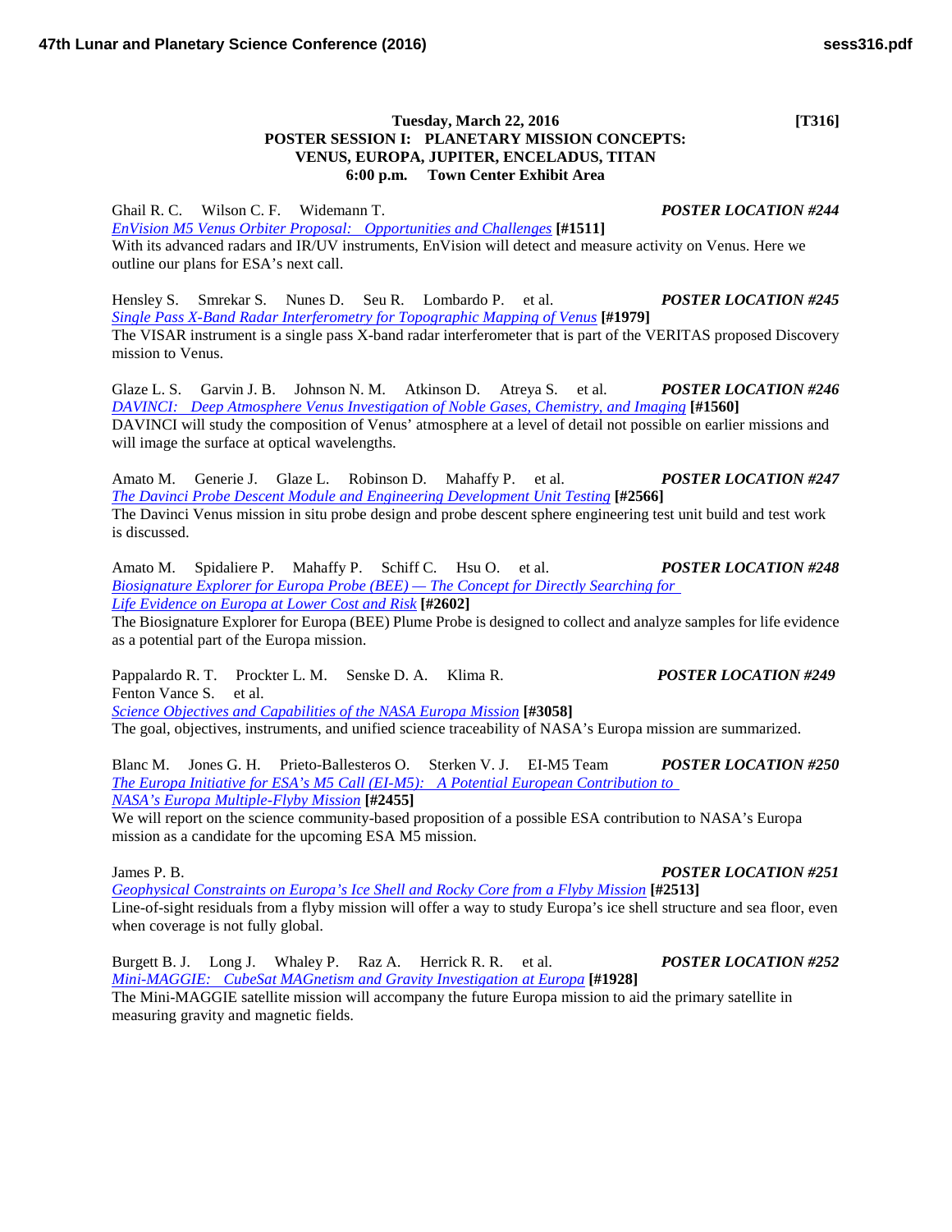**Tuesday, March 22, 2016 [T316]**

## POSTER SESSION I: PLANETARY MISSION CONCEPTS: VENUS, EUROPA, JUPITER, ENCELADUS, TITAN

**6:00 p.m. Town Center Exhibit Area**

Ghail R. C. Wilson C. F. Widemann T. ***POSTER LOCATION #244***
*EnVision M5 Venus Orbiter Proposal: Opportunities and Challenges* **[#1511]**
With its advanced radars and IR/UV instruments, EnVision will detect and measure activity on Venus. Here we outline our plans for ESA's next call.

Hensley S. Smrekar S. Nunes D. Seu R. Lombardo P. et al. ***POSTER LOCATION #245***
*Single Pass X-Band Radar Interferometry for Topographic Mapping of Venus* **[#1979]**
The VISAR instrument is a single pass X-band radar interferometer that is part of the VERITAS proposed Discovery mission to Venus.

Glaze L. S. Garvin J. B. Johnson N. M. Atkinson D. Atreya S. et al. ***POSTER LOCATION #246***
*DAVINCI: Deep Atmosphere Venus Investigation of Noble Gases, Chemistry, and Imaging* **[#1560]**
DAVINCI will study the composition of Venus' atmosphere at a level of detail not possible on earlier missions and will image the surface at optical wavelengths.

Amato M. Generie J. Glaze L. Robinson D. Mahaffy P. et al. ***POSTER LOCATION #247***
*The Davinci Probe Descent Module and Engineering Development Unit Testing* **[#2566]**
The Davinci Venus mission in situ probe design and probe descent sphere engineering test unit build and test work is discussed.

Amato M. Spidaliere P. Mahaffy P. Schiff C. Hsu O. et al. ***POSTER LOCATION #248***
*Biosignature Explorer for Europa Probe (BEE) — The Concept for Directly Searching for Life Evidence on Europa at Lower Cost and Risk* **[#2602]**
The Biosignature Explorer for Europa (BEE) Plume Probe is designed to collect and analyze samples for life evidence as a potential part of the Europa mission.

Pappalardo R. T. Prockter L. M. Senske D. A. Klima R. Fenton Vance S. et al. ***POSTER LOCATION #249***
*Science Objectives and Capabilities of the NASA Europa Mission* **[#3058]**
The goal, objectives, instruments, and unified science traceability of NASA's Europa mission are summarized.

Blanc M. Jones G. H. Prieto-Ballesteros O. Sterken V. J. EI-M5 Team ***POSTER LOCATION #250***
*The Europa Initiative for ESA's M5 Call (EI-M5): A Potential European Contribution to NASA's Europa Multiple-Flyby Mission* **[#2455]**
We will report on the science community-based proposition of a possible ESA contribution to NASA's Europa mission as a candidate for the upcoming ESA M5 mission.

James P. B. ***POSTER LOCATION #251***
*Geophysical Constraints on Europa's Ice Shell and Rocky Core from a Flyby Mission* **[#2513]**
Line-of-sight residuals from a flyby mission will offer a way to study Europa's ice shell structure and sea floor, even when coverage is not fully global.

Burgett B. J. Long J. Whaley P. Raz A. Herrick R. R. et al. ***POSTER LOCATION #252***
*Mini-MAGGIE: CubeSat MAGnetism and Gravity Investigation at Europa* **[#1928]**
The Mini-MAGGIE satellite mission will accompany the future Europa mission to aid the primary satellite in measuring gravity and magnetic fields.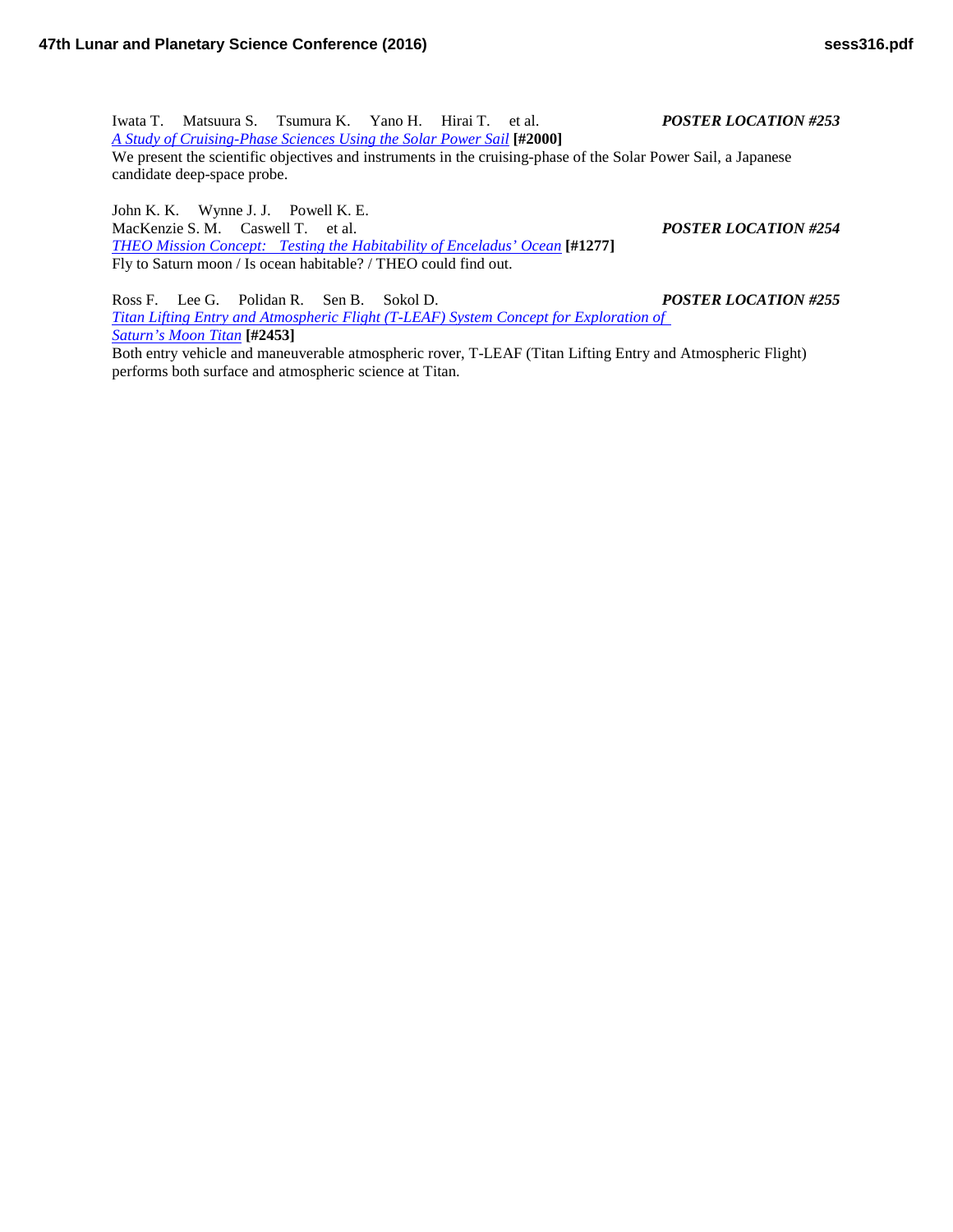Iwata T. Matsuura S. Tsumura K. Yano H. Hirai T. et al. ***POSTER LOCATION #253***
*A Study of Cruising-Phase Sciences Using the Solar Power Sail* **[#2000]**
We present the scientific objectives and instruments in the cruising-phase of the Solar Power Sail, a Japanese candidate deep-space probe.

John K. K. Wynne J. J. Powell K. E.
MacKenzie S. M. Caswell T. et al. ***POSTER LOCATION #254***
*THEO Mission Concept: Testing the Habitability of Enceladus' Ocean* **[#1277]**
Fly to Saturn moon / Is ocean habitable? / THEO could find out.

Ross F. Lee G. Polidan R. Sen B. Sokol D. ***POSTER LOCATION #255***
*Titan Lifting Entry and Atmospheric Flight (T-LEAF) System Concept for Exploration of Saturn's Moon Titan* **[#2453]**
Both entry vehicle and maneuverable atmospheric rover, T-LEAF (Titan Lifting Entry and Atmospheric Flight) performs both surface and atmospheric science at Titan.